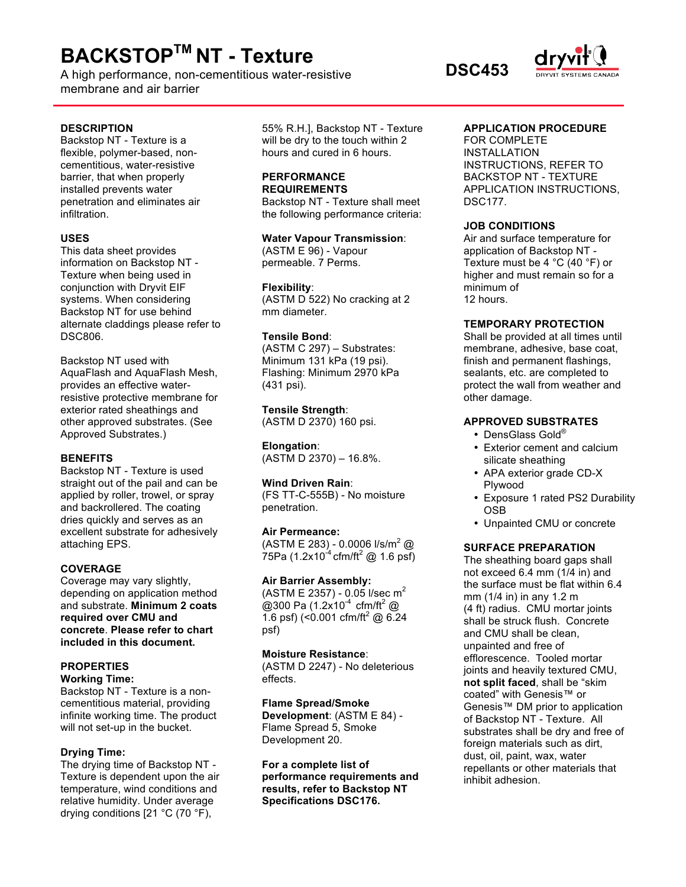# BACKSTOP™ NT - Texture

A high performance, non-cementitious water-resistive membrane and air barrier

**DSC453**

## DESCRIPTION

Backstop NT - Texture is a flexible, polymer-based, non-cementitious, water-resistive barrier, that when properly installed prevents water penetration and eliminates air infiltration.

## USES

This data sheet provides information on Backstop NT - Texture when being used in conjunction with Dryvit EIF systems. When considering Backstop NT for use behind alternate claddings please refer to DSC806.

Backstop NT used with AquaFlash and AquaFlash Mesh, provides an effective water-resistive protective membrane for exterior rated sheathings and other approved substrates. (See Approved Substrates.)

## BENEFITS

Backstop NT - Texture is used straight out of the pail and can be applied by roller, trowel, or spray and backrollered. The coating dries quickly and serves as an excellent substrate for adhesively attaching EPS.

## COVERAGE

Coverage may vary slightly, depending on application method and substrate. **Minimum 2 coats required over CMU and concrete**. **Please refer to chart included in this document.**

## PROPERTIES

**Working Time:**
Backstop NT - Texture is a non-cementitious material, providing infinite working time. The product will not set-up in the bucket.

**Drying Time:**
The drying time of Backstop NT - Texture is dependent upon the air temperature, wind conditions and relative humidity. Under average drying conditions [21 °C (70 °F), 55% R.H.], Backstop NT - Texture will be dry to the touch within 2 hours and cured in 6 hours.

## PERFORMANCE REQUIREMENTS

Backstop NT - Texture shall meet the following performance criteria:

**Water Vapour Transmission**:
(ASTM E 96) - Vapour permeable. 7 Perms.

**Flexibility**:
(ASTM D 522) No cracking at 2 mm diameter.

**Tensile Bond**:
(ASTM C 297) – Substrates: Minimum 131 kPa (19 psi). Flashing: Minimum 2970 kPa (431 psi).

**Tensile Strength**:
(ASTM D 2370) 160 psi.

**Elongation**:
(ASTM D 2370) – 16.8%.

**Wind Driven Rain**:
(FS TT-C-555B) - No moisture penetration.

**Air Permeance:**
(ASTM E 283) - 0.0006 l/s/m$^2$ @ 75Pa (1.2x10$^{-4}$ cfm/ft$^2$ @ 1.6 psf)

**Air Barrier Assembly:**
(ASTM E 2357) - 0.05 l/sec m$^2$ @300 Pa (1.2x10$^{-4}$ cfm/ft$^2$ @ 1.6 psf) (<0.001 cfm/ft$^2$ @ 6.24 psf)

**Moisture Resistance**:
(ASTM D 2247) - No deleterious effects.

**Flame Spread/Smoke Development**: (ASTM E 84) - Flame Spread 5, Smoke Development 20.

**For a complete list of performance requirements and results, refer to Backstop NT Specifications DSC176.**

## APPLICATION PROCEDURE

FOR COMPLETE INSTALLATION INSTRUCTIONS, REFER TO BACKSTOP NT - TEXTURE APPLICATION INSTRUCTIONS, DSC177.

## JOB CONDITIONS

Air and surface temperature for application of Backstop NT - Texture must be 4 °C (40 °F) or higher and must remain so for a minimum of 12 hours.

## TEMPORARY PROTECTION

Shall be provided at all times until membrane, adhesive, base coat, finish and permanent flashings, sealants, etc. are completed to protect the wall from weather and other damage.

## APPROVED SUBSTRATES

- DensGlass Gold®
- Exterior cement and calcium silicate sheathing
- APA exterior grade CD-X Plywood
- Exposure 1 rated PS2 Durability OSB
- Unpainted CMU or concrete

## SURFACE PREPARATION

The sheathing board gaps shall not exceed 6.4 mm (1/4 in) and the surface must be flat within 6.4 mm (1/4 in) in any 1.2 m (4 ft) radius. CMU mortar joints shall be struck flush. Concrete and CMU shall be clean, unpainted and free of efflorescence. Tooled mortar joints and heavily textured CMU, **not split faced**, shall be "skim coated" with Genesis™ or Genesis™ DM prior to application of Backstop NT - Texture. All substrates shall be dry and free of foreign materials such as dirt, dust, oil, paint, wax, water repellants or other materials that inhibit adhesion.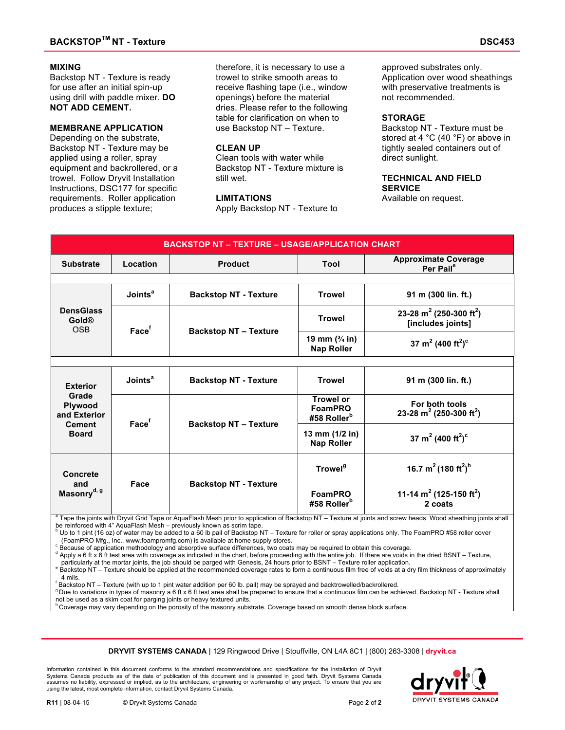## MIXING

Backstop NT - Texture is ready for use after an initial spin-up using drill with paddle mixer. **DO NOT ADD CEMENT.**

## MEMBRANE APPLICATION

Depending on the substrate, Backstop NT - Texture may be applied using a roller, spray equipment and backrollered, or a trowel. Follow Dryvit Installation Instructions, DSC177 for specific requirements. Roller application produces a stipple texture; therefore, it is necessary to use a trowel to strike smooth areas to receive flashing tape (i.e., window openings) before the material dries. Please refer to the following table for clarification on when to use Backstop NT – Texture.

## CLEAN UP

Clean tools with water while Backstop NT - Texture mixture is still wet.

## LIMITATIONS

Apply Backstop NT - Texture to approved substrates only. Application over wood sheathings with preservative treatments is not recommended.

## STORAGE

Backstop NT - Texture must be stored at 4 °C (40 °F) or above in tightly sealed containers out of direct sunlight.

## TECHNICAL AND FIELD SERVICE

Available on request.

**BACKSTOP NT – TEXTURE – USAGE/APPLICATION CHART**

| Substrate | Location | Product | Tool | Approximate Coverage Per Pail[e] |
|---|---|---|---|---|
| DensGlass Gold® OSB | Joints[a] | Backstop NT - Texture | Trowel | 91 m (300 lin. ft.) |
| | Face[f] | Backstop NT – Texture | Trowel | 23-28 $m^2$ (250-300 $ft^2$) [includes joints] |
| | | | 19 mm (¾ in) Nap Roller | 37 $m^2$ (400 $ft^2$)[c] |
| Exterior Grade Plywood and Exterior Cement Board | Joints[a] | Backstop NT - Texture | Trowel | 91 m (300 lin. ft.) |
| | Face[f] | Backstop NT – Texture | Trowel or FoamPRO #58 Roller[b] | For both tools 23-28 $m^2$ (250-300 $ft^2$) |
| | | | 13 mm (1/2 in) Nap Roller | 37 $m^2$ (400 $ft^2$)[c] |
| Concrete and Masonry[d, g] | Face | Backstop NT - Texture | Trowel[g] | 16.7 $m^2$ (180 $ft^2$)[h] |
| | | | FoamPRO #58 Roller[b] | 11-14 $m^2$ (125-150 $ft^2$) 2 coats |

[a] Tape the joints with Dryvit Grid Tape or AquaFlash Mesh prior to application of Backstop NT – Texture at joints and screw heads. Wood sheathing joints shall be reinforced with 4" AquaFlash Mesh – previously known as scrim tape.
[b] Up to 1 pint (16 oz) of water may be added to a 60 lb pail of Backstop NT – Texture for roller or spray applications only. The FoamPRO #58 roller cover (FoamPRO Mfg., Inc., www.foampromfg.com) is available at home supply stores.
[c] Because of application methodology and absorptive surface differences, two coats may be required to obtain this coverage.
[d] Apply a 6 ft x 6 ft test area with coverage as indicated in the chart, before proceeding with the entire job. If there are voids in the dried BSNT – Texture, particularly at the mortar joints, the job should be parged with Genesis, 24 hours prior to BSNT – Texture roller application.
[e] Backstop NT – Texture should be applied at the recommended coverage rates to form a continuous film free of voids at a dry film thickness of approximately 4 mils.
[f] Backstop NT – Texture (with up to 1 pint water addition per 60 lb. pail) may be sprayed and backtrowelled/backrollered.
[g] Due to variations in types of masonry a 6 ft x 6 ft test area shall be prepared to ensure that a continuous film can be achieved. Backstop NT - Texture shall not be used as a skim coat for parging joints or heavy textured units.
[h] Coverage may vary depending on the porosity of the masonry substrate. Coverage based on smooth dense block surface.

**DRYVIT SYSTEMS CANADA** | 129 Ringwood Drive | Stouffville, ON L4A 8C1 | (800) 263-3308 | **dryvit.ca**

Information contained in this document conforms to the standard recommendations and specifications for the installation of Dryvit Systems Canada products as of the date of publication of this document and is presented in good faith. Dryvit Systems Canada assumes no liability, expressed or implied, as to the architecture, engineering or workmanship of any project. To ensure that you are using the latest, most complete information, contact Dryvit Systems Canada.

R11 | 08-04-15 © Dryvit Systems Canada